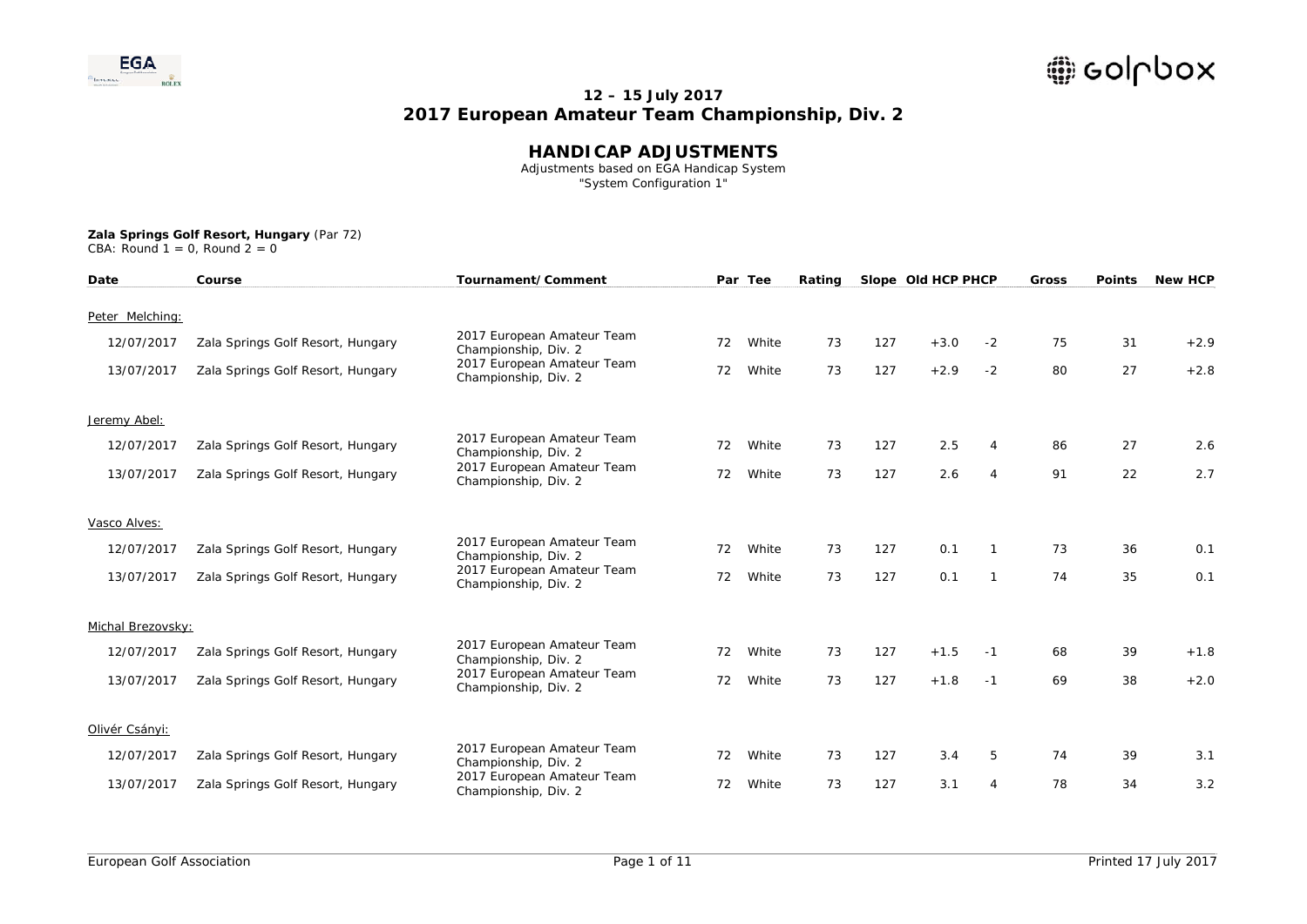## 12 – 15 July 2017
# 2017 European Amateur Team Championship, Div. 2

## HANDICAP ADJUSTMENTS

Adjustments based on EGA Handicap System
"System Configuration 1"

**Zala Springs Golf Resort, Hungary** (Par 72)
CBA: Round 1 = 0, Round 2 = 0

| Date | Course | Tournament/Comment | Par | Tee | Rating | Slope | Old HCP | PHCP | Gross | Points | New HCP |
|---|---|---|---|---|---|---|---|---|---|---|---|
| Peter Melching: | | | | | | | | | | | |
| 12/07/2017 | Zala Springs Golf Resort, Hungary | 2017 European Amateur Team Championship, Div. 2 | 72 | White | 73 | 127 | +3.0 | -2 | 75 | 31 | +2.9 |
| 13/07/2017 | Zala Springs Golf Resort, Hungary | 2017 European Amateur Team Championship, Div. 2 | 72 | White | 73 | 127 | +2.9 | -2 | 80 | 27 | +2.8 |
| Jeremy Abel: | | | | | | | | | | | |
| 12/07/2017 | Zala Springs Golf Resort, Hungary | 2017 European Amateur Team Championship, Div. 2 | 72 | White | 73 | 127 | 2.5 | 4 | 86 | 27 | 2.6 |
| 13/07/2017 | Zala Springs Golf Resort, Hungary | 2017 European Amateur Team Championship, Div. 2 | 72 | White | 73 | 127 | 2.6 | 4 | 91 | 22 | 2.7 |
| Vasco Alves: | | | | | | | | | | | |
| 12/07/2017 | Zala Springs Golf Resort, Hungary | 2017 European Amateur Team Championship, Div. 2 | 72 | White | 73 | 127 | 0.1 | 1 | 73 | 36 | 0.1 |
| 13/07/2017 | Zala Springs Golf Resort, Hungary | 2017 European Amateur Team Championship, Div. 2 | 72 | White | 73 | 127 | 0.1 | 1 | 74 | 35 | 0.1 |
| Michal Brezovsky: | | | | | | | | | | | |
| 12/07/2017 | Zala Springs Golf Resort, Hungary | 2017 European Amateur Team Championship, Div. 2 | 72 | White | 73 | 127 | +1.5 | -1 | 68 | 39 | +1.8 |
| 13/07/2017 | Zala Springs Golf Resort, Hungary | 2017 European Amateur Team Championship, Div. 2 | 72 | White | 73 | 127 | +1.8 | -1 | 69 | 38 | +2.0 |
| Olivér Csányi: | | | | | | | | | | | |
| 12/07/2017 | Zala Springs Golf Resort, Hungary | 2017 European Amateur Team Championship, Div. 2 | 72 | White | 73 | 127 | 3.4 | 5 | 74 | 39 | 3.1 |
| 13/07/2017 | Zala Springs Golf Resort, Hungary | 2017 European Amateur Team Championship, Div. 2 | 72 | White | 73 | 127 | 3.1 | 4 | 78 | 34 | 3.2 |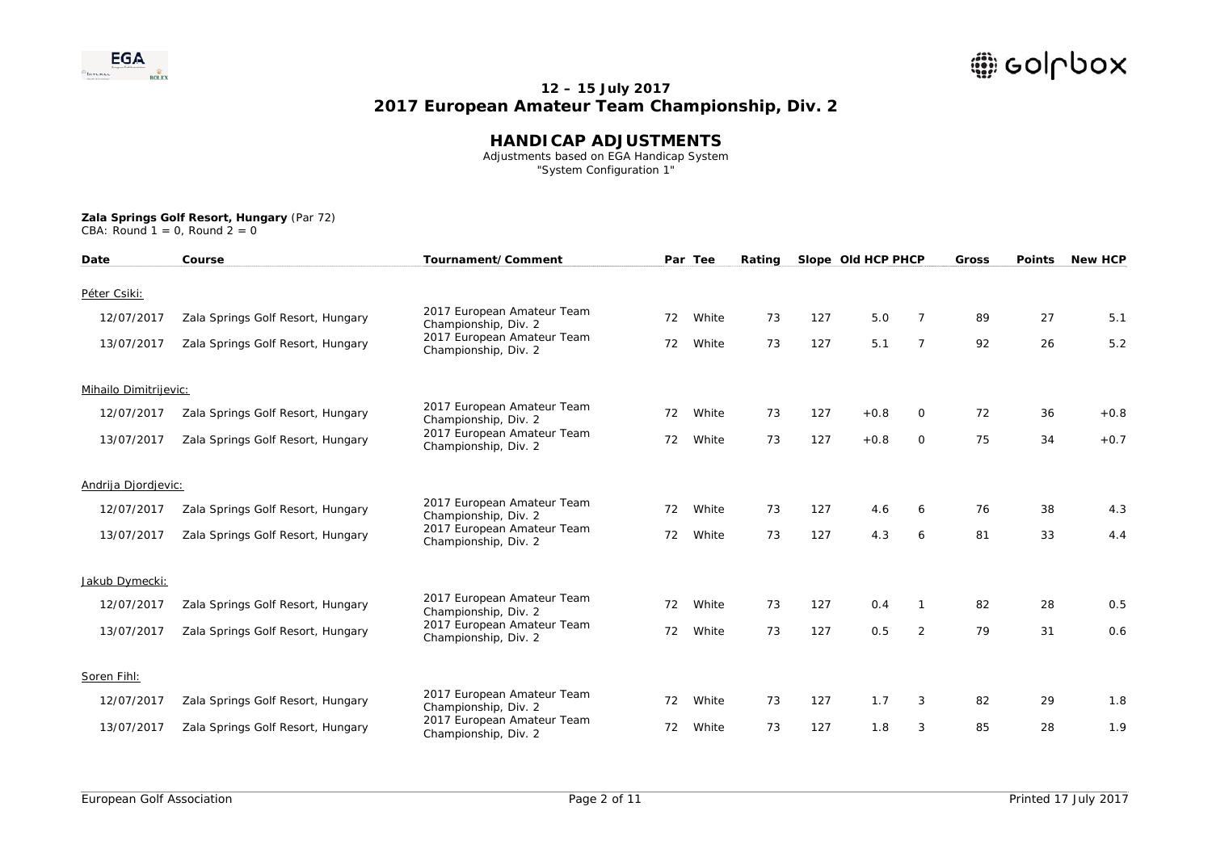## 12 – 15 July 2017
## 2017 European Amateur Team Championship, Div. 2

### HANDICAP ADJUSTMENTS

Adjustments based on EGA Handicap System
"System Configuration 1"

**Zala Springs Golf Resort, Hungary** (Par 72)
CBA: Round 1 = 0, Round 2 = 0

| Date | Course | Tournament/Comment | Par | Tee | Rating | Slope | Old HCP | PHCP | Gross | Points | New HCP |
|---|---|---|---|---|---|---|---|---|---|---|---|
| Péter Csiki: | | | | | | | | | | | |
| 12/07/2017 | Zala Springs Golf Resort, Hungary | 2017 European Amateur Team Championship, Div. 2 | 72 | White | 73 | 127 | 5.0 | 7 | 89 | 27 | 5.1 |
| 13/07/2017 | Zala Springs Golf Resort, Hungary | 2017 European Amateur Team Championship, Div. 2 | 72 | White | 73 | 127 | 5.1 | 7 | 92 | 26 | 5.2 |
| Mihailo Dimitrijevic: | | | | | | | | | | | |
| 12/07/2017 | Zala Springs Golf Resort, Hungary | 2017 European Amateur Team Championship, Div. 2 | 72 | White | 73 | 127 | +0.8 | 0 | 72 | 36 | +0.8 |
| 13/07/2017 | Zala Springs Golf Resort, Hungary | 2017 European Amateur Team Championship, Div. 2 | 72 | White | 73 | 127 | +0.8 | 0 | 75 | 34 | +0.7 |
| Andrija Djordjevic: | | | | | | | | | | | |
| 12/07/2017 | Zala Springs Golf Resort, Hungary | 2017 European Amateur Team Championship, Div. 2 | 72 | White | 73 | 127 | 4.6 | 6 | 76 | 38 | 4.3 |
| 13/07/2017 | Zala Springs Golf Resort, Hungary | 2017 European Amateur Team Championship, Div. 2 | 72 | White | 73 | 127 | 4.3 | 6 | 81 | 33 | 4.4 |
| Jakub Dymecki: | | | | | | | | | | | |
| 12/07/2017 | Zala Springs Golf Resort, Hungary | 2017 European Amateur Team Championship, Div. 2 | 72 | White | 73 | 127 | 0.4 | 1 | 82 | 28 | 0.5 |
| 13/07/2017 | Zala Springs Golf Resort, Hungary | 2017 European Amateur Team Championship, Div. 2 | 72 | White | 73 | 127 | 0.5 | 2 | 79 | 31 | 0.6 |
| Soren Fihl: | | | | | | | | | | | |
| 12/07/2017 | Zala Springs Golf Resort, Hungary | 2017 European Amateur Team Championship, Div. 2 | 72 | White | 73 | 127 | 1.7 | 3 | 82 | 29 | 1.8 |
| 13/07/2017 | Zala Springs Golf Resort, Hungary | 2017 European Amateur Team Championship, Div. 2 | 72 | White | 73 | 127 | 1.8 | 3 | 85 | 28 | 1.9 |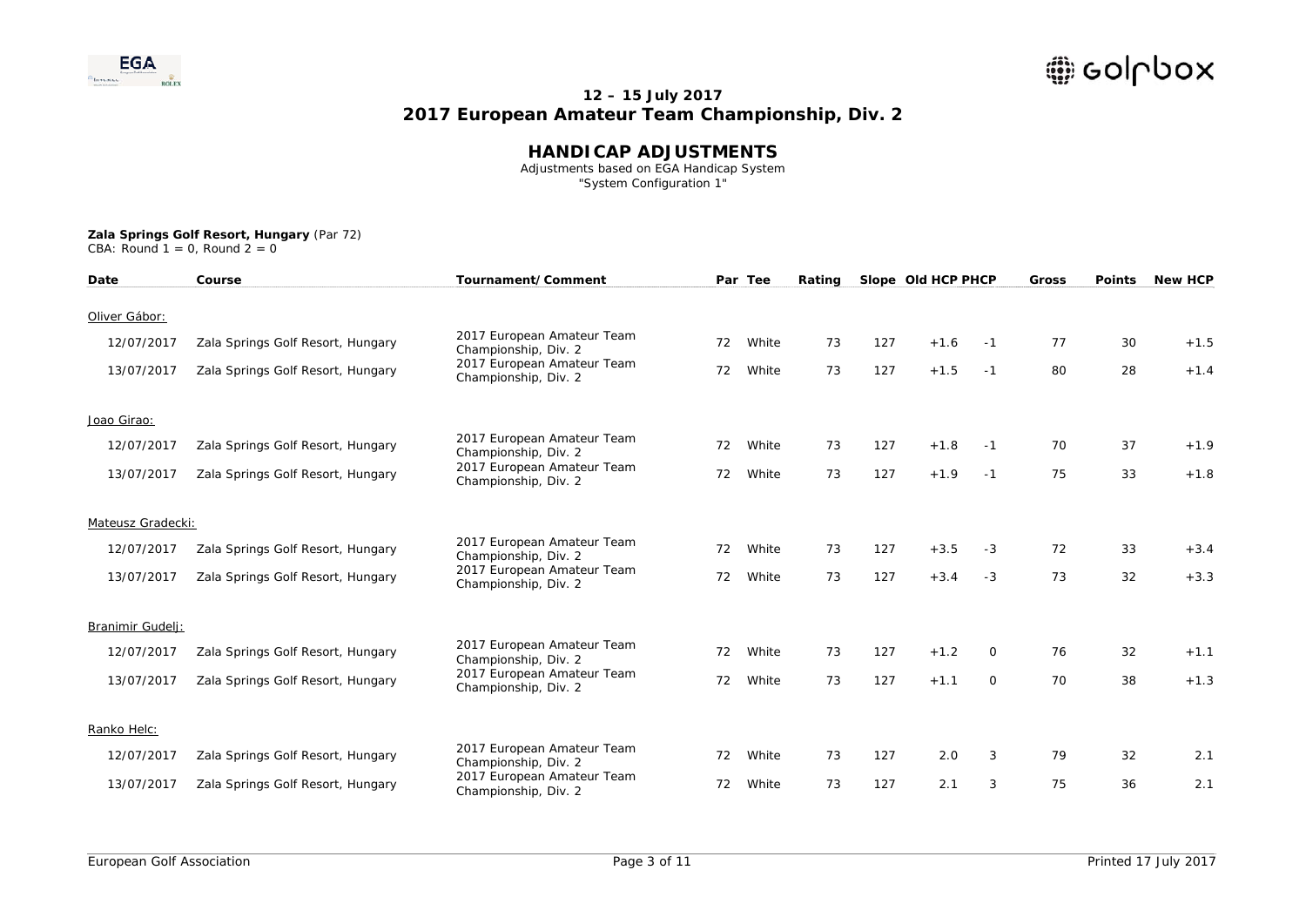### 12 – 15 July 2017
## 2017 European Amateur Team Championship, Div. 2

## HANDICAP ADJUSTMENTS

Adjustments based on EGA Handicap System
"System Configuration 1"

**Zala Springs Golf Resort, Hungary** (Par 72)
CBA: Round 1 = 0, Round 2 = 0

| Date | Course | Tournament/Comment | Par | Tee | Rating | Slope | Old HCP | PHCP | Gross | Points | New HCP |
|---|---|---|---|---|---|---|---|---|---|---|---|
| Oliver Gábor: | | | | | | | | | | | |
| 12/07/2017 | Zala Springs Golf Resort, Hungary | 2017 European Amateur Team Championship, Div. 2 | 72 | White | 73 | 127 | +1.6 | -1 | 77 | 30 | +1.5 |
| 13/07/2017 | Zala Springs Golf Resort, Hungary | 2017 European Amateur Team Championship, Div. 2 | 72 | White | 73 | 127 | +1.5 | -1 | 80 | 28 | +1.4 |
| Joao Girao: | | | | | | | | | | | |
| 12/07/2017 | Zala Springs Golf Resort, Hungary | 2017 European Amateur Team Championship, Div. 2 | 72 | White | 73 | 127 | +1.8 | -1 | 70 | 37 | +1.9 |
| 13/07/2017 | Zala Springs Golf Resort, Hungary | 2017 European Amateur Team Championship, Div. 2 | 72 | White | 73 | 127 | +1.9 | -1 | 75 | 33 | +1.8 |
| Mateusz Gradecki: | | | | | | | | | | | |
| 12/07/2017 | Zala Springs Golf Resort, Hungary | 2017 European Amateur Team Championship, Div. 2 | 72 | White | 73 | 127 | +3.5 | -3 | 72 | 33 | +3.4 |
| 13/07/2017 | Zala Springs Golf Resort, Hungary | 2017 European Amateur Team Championship, Div. 2 | 72 | White | 73 | 127 | +3.4 | -3 | 73 | 32 | +3.3 |
| Branimir Gudelj: | | | | | | | | | | | |
| 12/07/2017 | Zala Springs Golf Resort, Hungary | 2017 European Amateur Team Championship, Div. 2 | 72 | White | 73 | 127 | +1.2 | 0 | 76 | 32 | +1.1 |
| 13/07/2017 | Zala Springs Golf Resort, Hungary | 2017 European Amateur Team Championship, Div. 2 | 72 | White | 73 | 127 | +1.1 | 0 | 70 | 38 | +1.3 |
| Ranko Helc: | | | | | | | | | | | |
| 12/07/2017 | Zala Springs Golf Resort, Hungary | 2017 European Amateur Team Championship, Div. 2 | 72 | White | 73 | 127 | 2.0 | 3 | 79 | 32 | 2.1 |
| 13/07/2017 | Zala Springs Golf Resort, Hungary | 2017 European Amateur Team Championship, Div. 2 | 72 | White | 73 | 127 | 2.1 | 3 | 75 | 36 | 2.1 |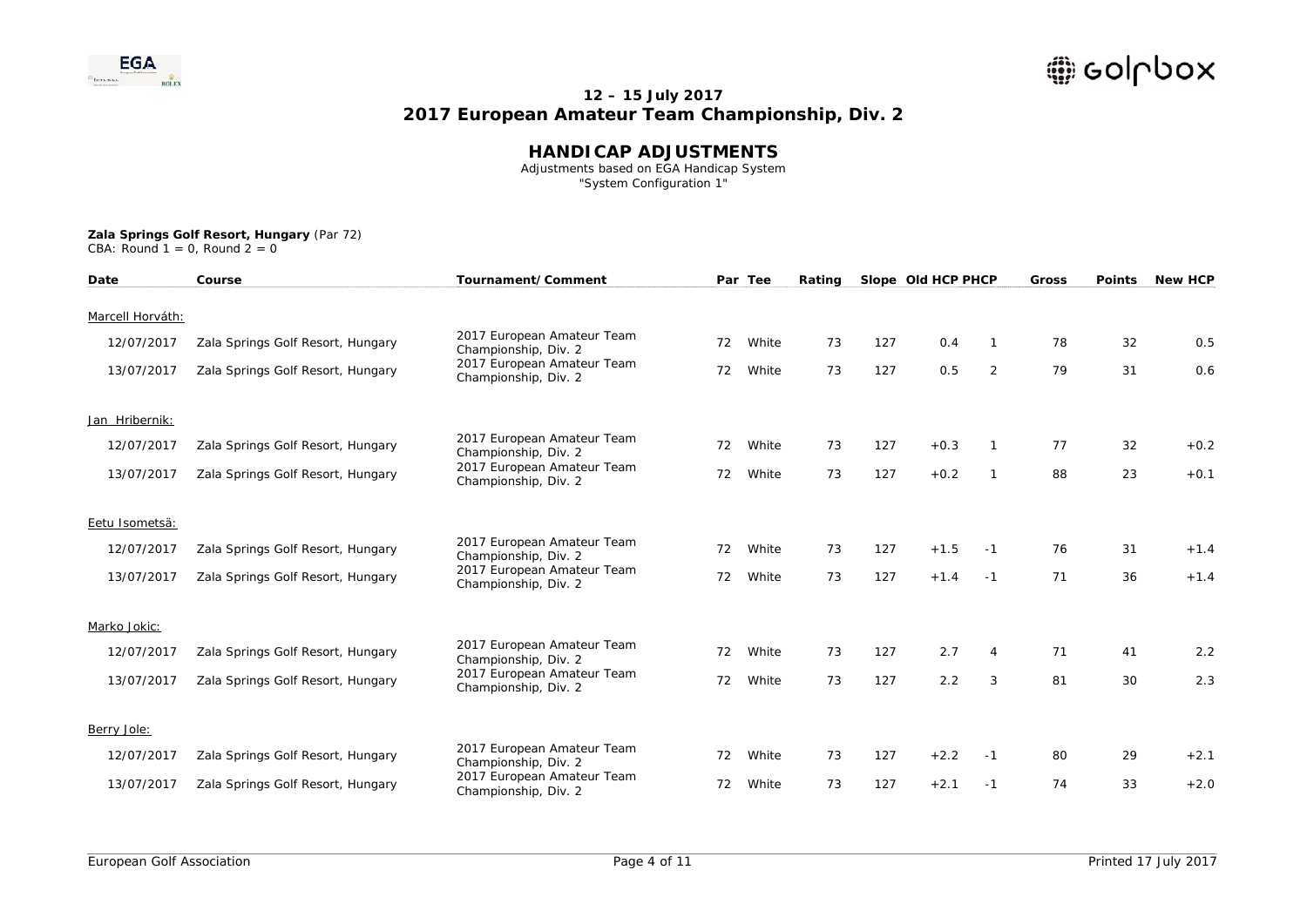## 12 – 15 July 2017
# 2017 European Amateur Team Championship, Div. 2

## HANDICAP ADJUSTMENTS

Adjustments based on EGA Handicap System
"System Configuration 1"

**Zala Springs Golf Resort, Hungary** (Par 72)
CBA: Round 1 = 0, Round 2 = 0

| Date | Course | Tournament/Comment | Par | Tee | Rating | Slope | Old HCP | PHCP | Gross | Points | New HCP |
|---|---|---|---|---|---|---|---|---|---|---|---|
| Marcell Horváth: | | | | | | | | | | | |
| 12/07/2017 | Zala Springs Golf Resort, Hungary | 2017 European Amateur Team Championship, Div. 2 | 72 | White | 73 | 127 | 0.4 | 1 | 78 | 32 | 0.5 |
| 13/07/2017 | Zala Springs Golf Resort, Hungary | 2017 European Amateur Team Championship, Div. 2 | 72 | White | 73 | 127 | 0.5 | 2 | 79 | 31 | 0.6 |
| Jan Hribernik: | | | | | | | | | | | |
| 12/07/2017 | Zala Springs Golf Resort, Hungary | 2017 European Amateur Team Championship, Div. 2 | 72 | White | 73 | 127 | +0.3 | 1 | 77 | 32 | +0.2 |
| 13/07/2017 | Zala Springs Golf Resort, Hungary | 2017 European Amateur Team Championship, Div. 2 | 72 | White | 73 | 127 | +0.2 | 1 | 88 | 23 | +0.1 |
| Eetu Isometsä: | | | | | | | | | | | |
| 12/07/2017 | Zala Springs Golf Resort, Hungary | 2017 European Amateur Team Championship, Div. 2 | 72 | White | 73 | 127 | +1.5 | -1 | 76 | 31 | +1.4 |
| 13/07/2017 | Zala Springs Golf Resort, Hungary | 2017 European Amateur Team Championship, Div. 2 | 72 | White | 73 | 127 | +1.4 | -1 | 71 | 36 | +1.4 |
| Marko Jokic: | | | | | | | | | | | |
| 12/07/2017 | Zala Springs Golf Resort, Hungary | 2017 European Amateur Team Championship, Div. 2 | 72 | White | 73 | 127 | 2.7 | 4 | 71 | 41 | 2.2 |
| 13/07/2017 | Zala Springs Golf Resort, Hungary | 2017 European Amateur Team Championship, Div. 2 | 72 | White | 73 | 127 | 2.2 | 3 | 81 | 30 | 2.3 |
| Berry Jole: | | | | | | | | | | | |
| 12/07/2017 | Zala Springs Golf Resort, Hungary | 2017 European Amateur Team Championship, Div. 2 | 72 | White | 73 | 127 | +2.2 | -1 | 80 | 29 | +2.1 |
| 13/07/2017 | Zala Springs Golf Resort, Hungary | 2017 European Amateur Team Championship, Div. 2 | 72 | White | 73 | 127 | +2.1 | -1 | 74 | 33 | +2.0 |

European Golf Association

Printed 17 July 2017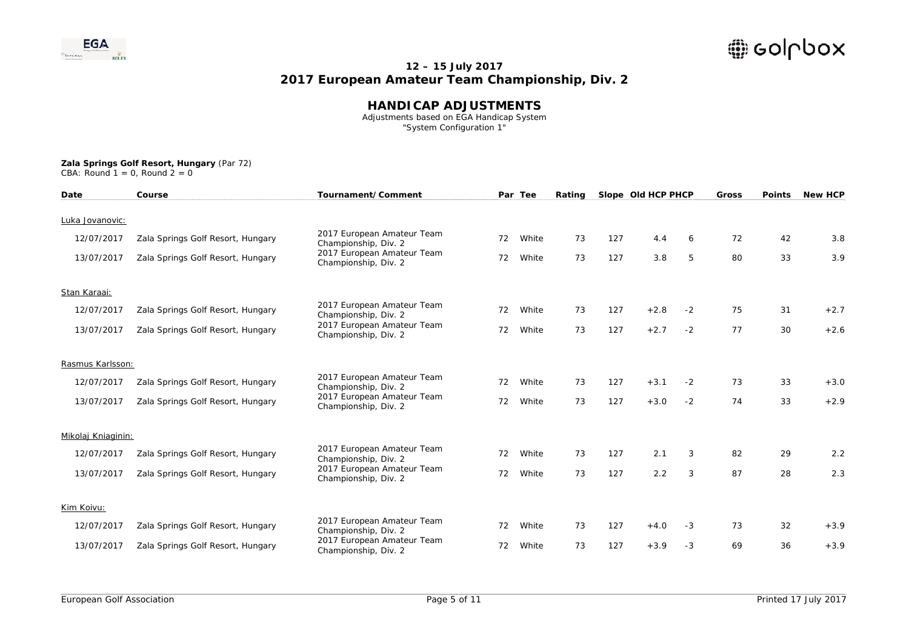12 – 15 July 2017

## 2017 European Amateur Team Championship, Div. 2

# HANDICAP ADJUSTMENTS

Adjustments based on EGA Handicap System
"System Configuration 1"

**Zala Springs Golf Resort, Hungary** (Par 72)
CBA: Round 1 = 0, Round 2 = 0

| Date | Course | Tournament/Comment | Par | Tee | Rating | Slope | Old HCP | PHCP | Gross | Points | New HCP |
|---|---|---|---|---|---|---|---|---|---|---|---|
| Luka Jovanovic: | | | | | | | | | | | |
| 12/07/2017 | Zala Springs Golf Resort, Hungary | 2017 European Amateur Team Championship, Div. 2 | 72 | White | 73 | 127 | 4.4 | 6 | 72 | 42 | 3.8 |
| 13/07/2017 | Zala Springs Golf Resort, Hungary | 2017 European Amateur Team Championship, Div. 2 | 72 | White | 73 | 127 | 3.8 | 5 | 80 | 33 | 3.9 |
| Stan Karaai: | | | | | | | | | | | |
| 12/07/2017 | Zala Springs Golf Resort, Hungary | 2017 European Amateur Team Championship, Div. 2 | 72 | White | 73 | 127 | +2.8 | -2 | 75 | 31 | +2.7 |
| 13/07/2017 | Zala Springs Golf Resort, Hungary | 2017 European Amateur Team Championship, Div. 2 | 72 | White | 73 | 127 | +2.7 | -2 | 77 | 30 | +2.6 |
| Rasmus Karlsson: | | | | | | | | | | | |
| 12/07/2017 | Zala Springs Golf Resort, Hungary | 2017 European Amateur Team Championship, Div. 2 | 72 | White | 73 | 127 | +3.1 | -2 | 73 | 33 | +3.0 |
| 13/07/2017 | Zala Springs Golf Resort, Hungary | 2017 European Amateur Team Championship, Div. 2 | 72 | White | 73 | 127 | +3.0 | -2 | 74 | 33 | +2.9 |
| Mikolaj Kniaginin: | | | | | | | | | | | |
| 12/07/2017 | Zala Springs Golf Resort, Hungary | 2017 European Amateur Team Championship, Div. 2 | 72 | White | 73 | 127 | 2.1 | 3 | 82 | 29 | 2.2 |
| 13/07/2017 | Zala Springs Golf Resort, Hungary | 2017 European Amateur Team Championship, Div. 2 | 72 | White | 73 | 127 | 2.2 | 3 | 87 | 28 | 2.3 |
| Kim Koivu: | | | | | | | | | | | |
| 12/07/2017 | Zala Springs Golf Resort, Hungary | 2017 European Amateur Team Championship, Div. 2 | 72 | White | 73 | 127 | +4.0 | -3 | 73 | 32 | +3.9 |
| 13/07/2017 | Zala Springs Golf Resort, Hungary | 2017 European Amateur Team Championship, Div. 2 | 72 | White | 73 | 127 | +3.9 | -3 | 69 | 36 | +3.9 |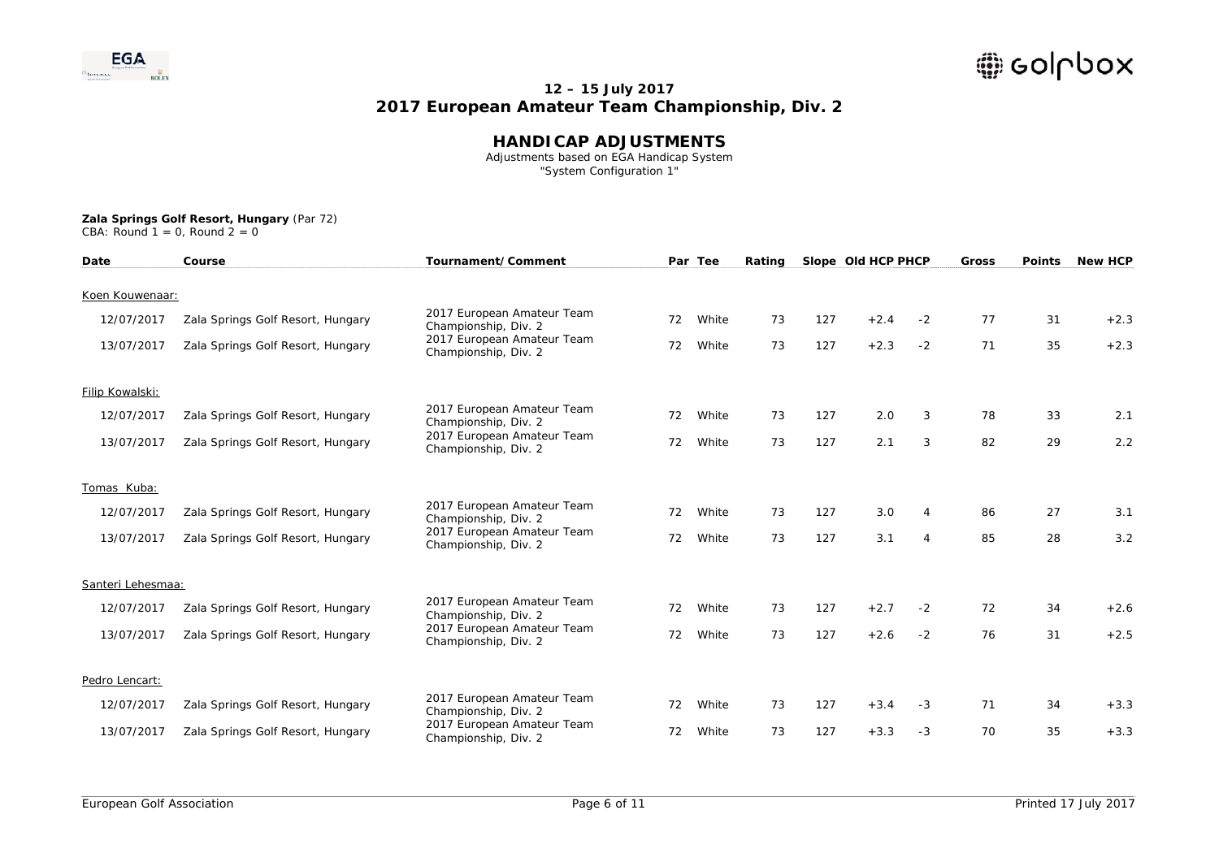## 12 – 15 July 2017
## 2017 European Amateur Team Championship, Div. 2

# HANDICAP ADJUSTMENTS

Adjustments based on EGA Handicap System
"System Configuration 1"

**Zala Springs Golf Resort, Hungary** (Par 72)
CBA: Round 1 = 0, Round 2 = 0

| Date | Course | Tournament/Comment | Par | Tee | Rating | Slope | Old HCP | PHCP | Gross | Points | New HCP |
|---|---|---|---|---|---|---|---|---|---|---|---|
| Koen Kouwenaar: | | | | | | | | | | | |
| 12/07/2017 | Zala Springs Golf Resort, Hungary | 2017 European Amateur Team Championship, Div. 2 | 72 | White | 73 | 127 | +2.4 | -2 | 77 | 31 | +2.3 |
| 13/07/2017 | Zala Springs Golf Resort, Hungary | 2017 European Amateur Team Championship, Div. 2 | 72 | White | 73 | 127 | +2.3 | -2 | 71 | 35 | +2.3 |
| Filip Kowalski: | | | | | | | | | | | |
| 12/07/2017 | Zala Springs Golf Resort, Hungary | 2017 European Amateur Team Championship, Div. 2 | 72 | White | 73 | 127 | 2.0 | 3 | 78 | 33 | 2.1 |
| 13/07/2017 | Zala Springs Golf Resort, Hungary | 2017 European Amateur Team Championship, Div. 2 | 72 | White | 73 | 127 | 2.1 | 3 | 82 | 29 | 2.2 |
| Tomas Kuba: | | | | | | | | | | | |
| 12/07/2017 | Zala Springs Golf Resort, Hungary | 2017 European Amateur Team Championship, Div. 2 | 72 | White | 73 | 127 | 3.0 | 4 | 86 | 27 | 3.1 |
| 13/07/2017 | Zala Springs Golf Resort, Hungary | 2017 European Amateur Team Championship, Div. 2 | 72 | White | 73 | 127 | 3.1 | 4 | 85 | 28 | 3.2 |
| Santeri Lehesmaa: | | | | | | | | | | | |
| 12/07/2017 | Zala Springs Golf Resort, Hungary | 2017 European Amateur Team Championship, Div. 2 | 72 | White | 73 | 127 | +2.7 | -2 | 72 | 34 | +2.6 |
| 13/07/2017 | Zala Springs Golf Resort, Hungary | 2017 European Amateur Team Championship, Div. 2 | 72 | White | 73 | 127 | +2.6 | -2 | 76 | 31 | +2.5 |
| Pedro Lencart: | | | | | | | | | | | |
| 12/07/2017 | Zala Springs Golf Resort, Hungary | 2017 European Amateur Team Championship, Div. 2 | 72 | White | 73 | 127 | +3.4 | -3 | 71 | 34 | +3.3 |
| 13/07/2017 | Zala Springs Golf Resort, Hungary | 2017 European Amateur Team Championship, Div. 2 | 72 | White | 73 | 127 | +3.3 | -3 | 70 | 35 | +3.3 |

European Golf Association

Printed 17 July 2017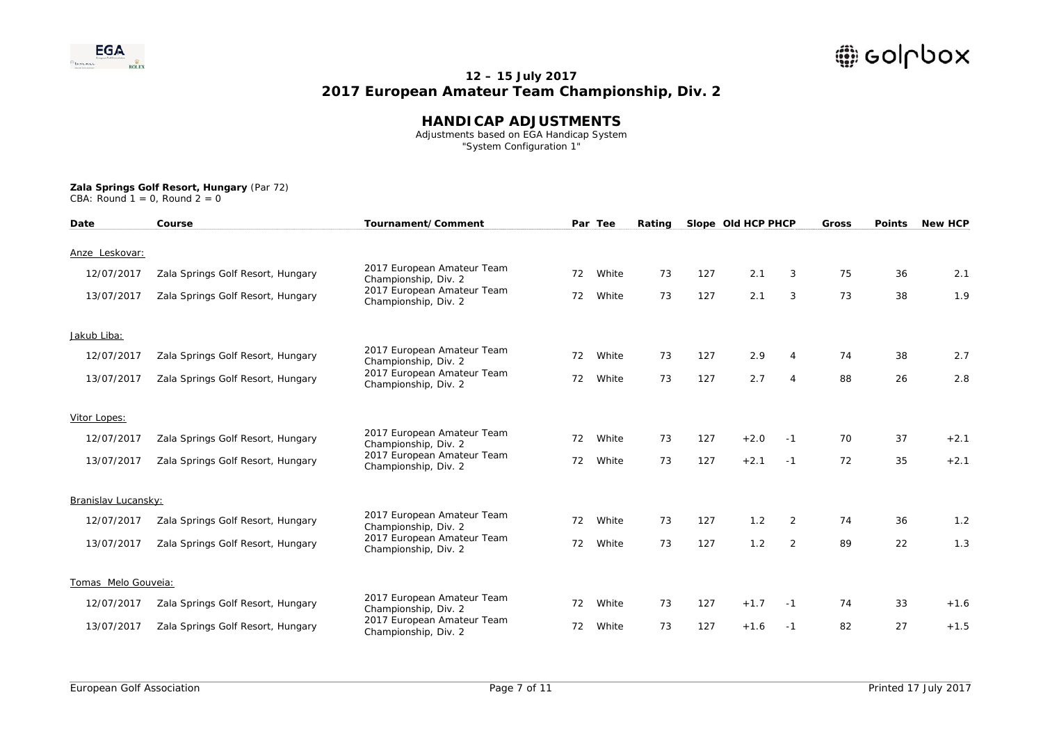## 12 – 15 July 2017
## 2017 European Amateur Team Championship, Div. 2

# HANDICAP ADJUSTMENTS

Adjustments based on EGA Handicap System
"System Configuration 1"

**Zala Springs Golf Resort, Hungary** (Par 72)
CBA: Round 1 = 0, Round 2 = 0

| Date | Course | Tournament/Comment | Par | Tee | Rating | Slope | Old HCP | PHCP | Gross | Points | New HCP |
|---|---|---|---|---|---|---|---|---|---|---|---|
| Anze Leskovar: | | | | | | | | | | | |
| 12/07/2017 | Zala Springs Golf Resort, Hungary | 2017 European Amateur Team Championship, Div. 2 | 72 | White | 73 | 127 | 2.1 | 3 | 75 | 36 | 2.1 |
| 13/07/2017 | Zala Springs Golf Resort, Hungary | 2017 European Amateur Team Championship, Div. 2 | 72 | White | 73 | 127 | 2.1 | 3 | 73 | 38 | 1.9 |
| Jakub Liba: | | | | | | | | | | | |
| 12/07/2017 | Zala Springs Golf Resort, Hungary | 2017 European Amateur Team Championship, Div. 2 | 72 | White | 73 | 127 | 2.9 | 4 | 74 | 38 | 2.7 |
| 13/07/2017 | Zala Springs Golf Resort, Hungary | 2017 European Amateur Team Championship, Div. 2 | 72 | White | 73 | 127 | 2.7 | 4 | 88 | 26 | 2.8 |
| Vitor Lopes: | | | | | | | | | | | |
| 12/07/2017 | Zala Springs Golf Resort, Hungary | 2017 European Amateur Team Championship, Div. 2 | 72 | White | 73 | 127 | +2.0 | -1 | 70 | 37 | +2.1 |
| 13/07/2017 | Zala Springs Golf Resort, Hungary | 2017 European Amateur Team Championship, Div. 2 | 72 | White | 73 | 127 | +2.1 | -1 | 72 | 35 | +2.1 |
| Branislav Lucansky: | | | | | | | | | | | |
| 12/07/2017 | Zala Springs Golf Resort, Hungary | 2017 European Amateur Team Championship, Div. 2 | 72 | White | 73 | 127 | 1.2 | 2 | 74 | 36 | 1.2 |
| 13/07/2017 | Zala Springs Golf Resort, Hungary | 2017 European Amateur Team Championship, Div. 2 | 72 | White | 73 | 127 | 1.2 | 2 | 89 | 22 | 1.3 |
| Tomas Melo Gouveia: | | | | | | | | | | | |
| 12/07/2017 | Zala Springs Golf Resort, Hungary | 2017 European Amateur Team Championship, Div. 2 | 72 | White | 73 | 127 | +1.7 | -1 | 74 | 33 | +1.6 |
| 13/07/2017 | Zala Springs Golf Resort, Hungary | 2017 European Amateur Team Championship, Div. 2 | 72 | White | 73 | 127 | +1.6 | -1 | 82 | 27 | +1.5 |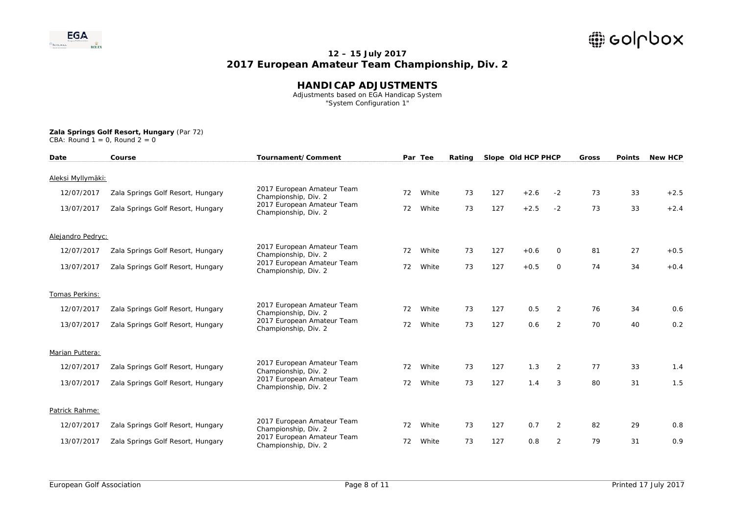## 12 – 15 July 2017
## 2017 European Amateur Team Championship, Div. 2

### HANDICAP ADJUSTMENTS

Adjustments based on EGA Handicap System
"System Configuration 1"

**Zala Springs Golf Resort, Hungary** (Par 72)
CBA: Round 1 = 0, Round 2 = 0

| Date | Course | Tournament/Comment | Par | Tee | Rating | Slope | Old HCP | PHCP | Gross | Points | New HCP |
|---|---|---|---|---|---|---|---|---|---|---|---|
| Aleksi Myllymäki: | | | | | | | | | | | |
| 12/07/2017 | Zala Springs Golf Resort, Hungary | 2017 European Amateur Team Championship, Div. 2 | 72 | White | 73 | 127 | +2.6 | -2 | 73 | 33 | +2.5 |
| 13/07/2017 | Zala Springs Golf Resort, Hungary | 2017 European Amateur Team Championship, Div. 2 | 72 | White | 73 | 127 | +2.5 | -2 | 73 | 33 | +2.4 |
| Alejandro Pedryc: | | | | | | | | | | | |
| 12/07/2017 | Zala Springs Golf Resort, Hungary | 2017 European Amateur Team Championship, Div. 2 | 72 | White | 73 | 127 | +0.6 | 0 | 81 | 27 | +0.5 |
| 13/07/2017 | Zala Springs Golf Resort, Hungary | 2017 European Amateur Team Championship, Div. 2 | 72 | White | 73 | 127 | +0.5 | 0 | 74 | 34 | +0.4 |
| Tomas Perkins: | | | | | | | | | | | |
| 12/07/2017 | Zala Springs Golf Resort, Hungary | 2017 European Amateur Team Championship, Div. 2 | 72 | White | 73 | 127 | 0.5 | 2 | 76 | 34 | 0.6 |
| 13/07/2017 | Zala Springs Golf Resort, Hungary | 2017 European Amateur Team Championship, Div. 2 | 72 | White | 73 | 127 | 0.6 | 2 | 70 | 40 | 0.2 |
| Marian Puttera: | | | | | | | | | | | |
| 12/07/2017 | Zala Springs Golf Resort, Hungary | 2017 European Amateur Team Championship, Div. 2 | 72 | White | 73 | 127 | 1.3 | 2 | 77 | 33 | 1.4 |
| 13/07/2017 | Zala Springs Golf Resort, Hungary | 2017 European Amateur Team Championship, Div. 2 | 72 | White | 73 | 127 | 1.4 | 3 | 80 | 31 | 1.5 |
| Patrick Rahme: | | | | | | | | | | | |
| 12/07/2017 | Zala Springs Golf Resort, Hungary | 2017 European Amateur Team Championship, Div. 2 | 72 | White | 73 | 127 | 0.7 | 2 | 82 | 29 | 0.8 |
| 13/07/2017 | Zala Springs Golf Resort, Hungary | 2017 European Amateur Team Championship, Div. 2 | 72 | White | 73 | 127 | 0.8 | 2 | 79 | 31 | 0.9 |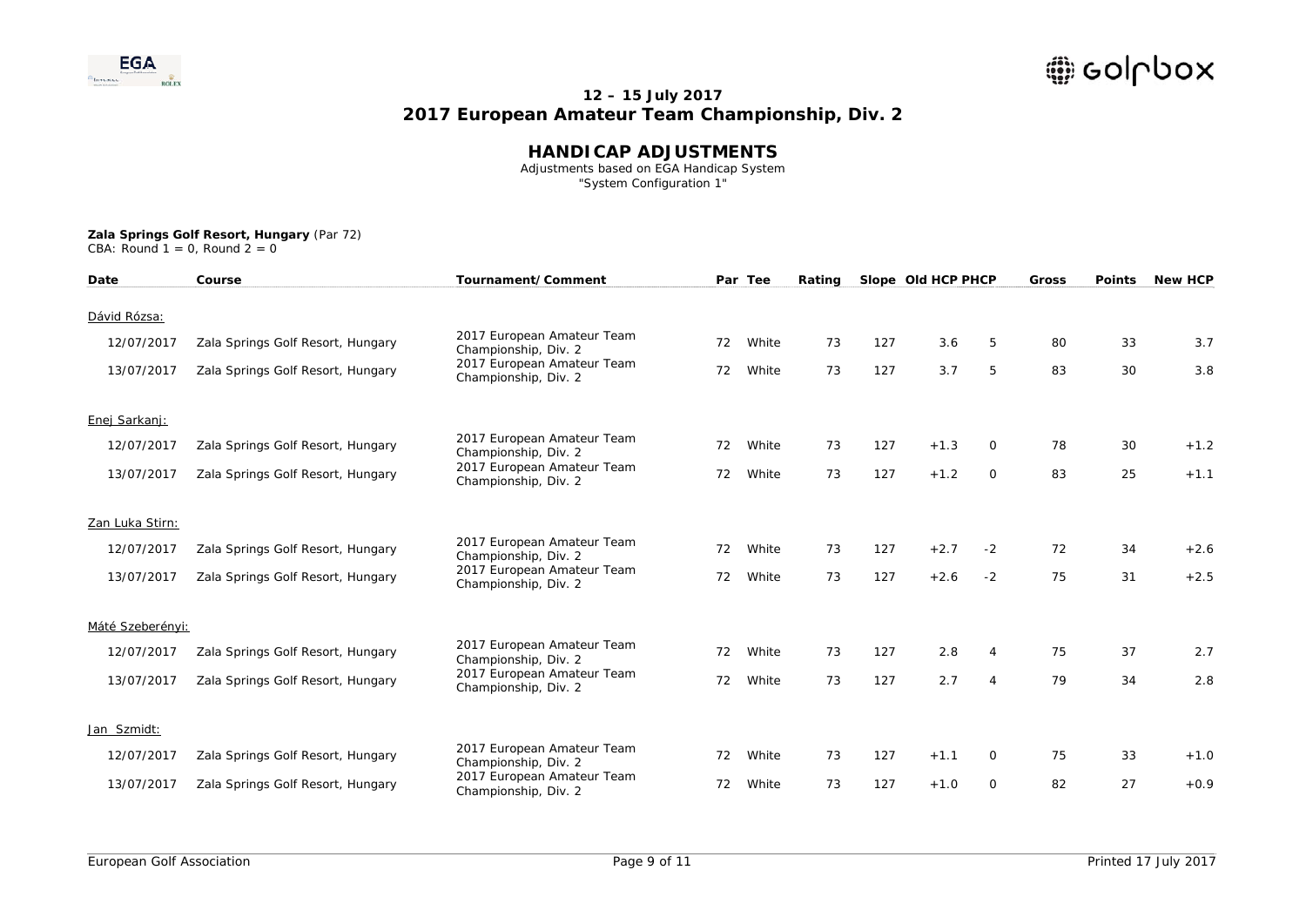## 12 – 15 July 2017
## 2017 European Amateur Team Championship, Div. 2

### HANDICAP ADJUSTMENTS

Adjustments based on EGA Handicap System
"System Configuration 1"

**Zala Springs Golf Resort, Hungary** (Par 72)
CBA: Round 1 = 0, Round 2 = 0

| Date | Course | Tournament/Comment | Par | Tee | Rating | Slope | Old HCP | PHCP | Gross | Points | New HCP |
|---|---|---|---|---|---|---|---|---|---|---|---|
| Dávid Rózsa: | | | | | | | | | | | |
| 12/07/2017 | Zala Springs Golf Resort, Hungary | 2017 European Amateur Team Championship, Div. 2 | 72 | White | 73 | 127 | 3.6 | 5 | 80 | 33 | 3.7 |
| 13/07/2017 | Zala Springs Golf Resort, Hungary | 2017 European Amateur Team Championship, Div. 2 | 72 | White | 73 | 127 | 3.7 | 5 | 83 | 30 | 3.8 |
| Enej Sarkanj: | | | | | | | | | | | |
| 12/07/2017 | Zala Springs Golf Resort, Hungary | 2017 European Amateur Team Championship, Div. 2 | 72 | White | 73 | 127 | +1.3 | 0 | 78 | 30 | +1.2 |
| 13/07/2017 | Zala Springs Golf Resort, Hungary | 2017 European Amateur Team Championship, Div. 2 | 72 | White | 73 | 127 | +1.2 | 0 | 83 | 25 | +1.1 |
| Zan Luka Stirn: | | | | | | | | | | | |
| 12/07/2017 | Zala Springs Golf Resort, Hungary | 2017 European Amateur Team Championship, Div. 2 | 72 | White | 73 | 127 | +2.7 | -2 | 72 | 34 | +2.6 |
| 13/07/2017 | Zala Springs Golf Resort, Hungary | 2017 European Amateur Team Championship, Div. 2 | 72 | White | 73 | 127 | +2.6 | -2 | 75 | 31 | +2.5 |
| Máté Szeberényi: | | | | | | | | | | | |
| 12/07/2017 | Zala Springs Golf Resort, Hungary | 2017 European Amateur Team Championship, Div. 2 | 72 | White | 73 | 127 | 2.8 | 4 | 75 | 37 | 2.7 |
| 13/07/2017 | Zala Springs Golf Resort, Hungary | 2017 European Amateur Team Championship, Div. 2 | 72 | White | 73 | 127 | 2.7 | 4 | 79 | 34 | 2.8 |
| Jan Szmidt: | | | | | | | | | | | |
| 12/07/2017 | Zala Springs Golf Resort, Hungary | 2017 European Amateur Team Championship, Div. 2 | 72 | White | 73 | 127 | +1.1 | 0 | 75 | 33 | +1.0 |
| 13/07/2017 | Zala Springs Golf Resort, Hungary | 2017 European Amateur Team Championship, Div. 2 | 72 | White | 73 | 127 | +1.0 | 0 | 82 | 27 | +0.9 |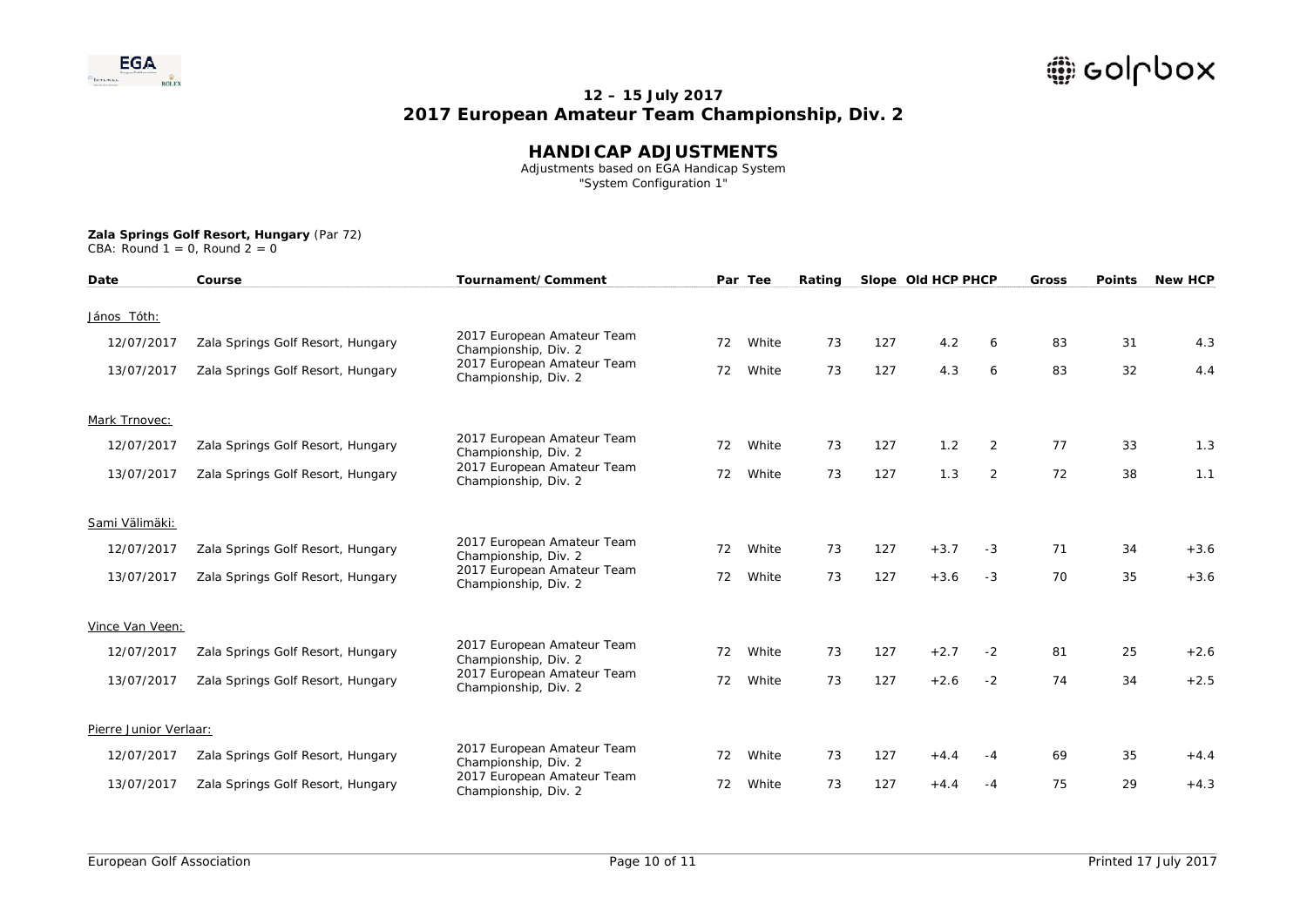## 12 – 15 July 2017
## 2017 European Amateur Team Championship, Div. 2

### HANDICAP ADJUSTMENTS

Adjustments based on EGA Handicap System
"System Configuration 1"

**Zala Springs Golf Resort, Hungary** (Par 72)
CBA: Round 1 = 0, Round 2 = 0

| Date | Course | Tournament/Comment | Par | Tee | Rating | Slope | Old HCP | PHCP | Gross | Points | New HCP |
|---|---|---|---|---|---|---|---|---|---|---|---|
| János Tóth: | | | | | | | | | | | |
| 12/07/2017 | Zala Springs Golf Resort, Hungary | 2017 European Amateur Team Championship, Div. 2 | 72 | White | 73 | 127 | 4.2 | 6 | 83 | 31 | 4.3 |
| 13/07/2017 | Zala Springs Golf Resort, Hungary | 2017 European Amateur Team Championship, Div. 2 | 72 | White | 73 | 127 | 4.3 | 6 | 83 | 32 | 4.4 |
| Mark Trnovec: | | | | | | | | | | | |
| 12/07/2017 | Zala Springs Golf Resort, Hungary | 2017 European Amateur Team Championship, Div. 2 | 72 | White | 73 | 127 | 1.2 | 2 | 77 | 33 | 1.3 |
| 13/07/2017 | Zala Springs Golf Resort, Hungary | 2017 European Amateur Team Championship, Div. 2 | 72 | White | 73 | 127 | 1.3 | 2 | 72 | 38 | 1.1 |
| Sami Välimäki: | | | | | | | | | | | |
| 12/07/2017 | Zala Springs Golf Resort, Hungary | 2017 European Amateur Team Championship, Div. 2 | 72 | White | 73 | 127 | +3.7 | -3 | 71 | 34 | +3.6 |
| 13/07/2017 | Zala Springs Golf Resort, Hungary | 2017 European Amateur Team Championship, Div. 2 | 72 | White | 73 | 127 | +3.6 | -3 | 70 | 35 | +3.6 |
| Vince Van Veen: | | | | | | | | | | | |
| 12/07/2017 | Zala Springs Golf Resort, Hungary | 2017 European Amateur Team Championship, Div. 2 | 72 | White | 73 | 127 | +2.7 | -2 | 81 | 25 | +2.6 |
| 13/07/2017 | Zala Springs Golf Resort, Hungary | 2017 European Amateur Team Championship, Div. 2 | 72 | White | 73 | 127 | +2.6 | -2 | 74 | 34 | +2.5 |
| Pierre Junior Verlaar: | | | | | | | | | | | |
| 12/07/2017 | Zala Springs Golf Resort, Hungary | 2017 European Amateur Team Championship, Div. 2 | 72 | White | 73 | 127 | +4.4 | -4 | 69 | 35 | +4.4 |
| 13/07/2017 | Zala Springs Golf Resort, Hungary | 2017 European Amateur Team Championship, Div. 2 | 72 | White | 73 | 127 | +4.4 | -4 | 75 | 29 | +4.3 |

European Golf Association

Printed 17 July 2017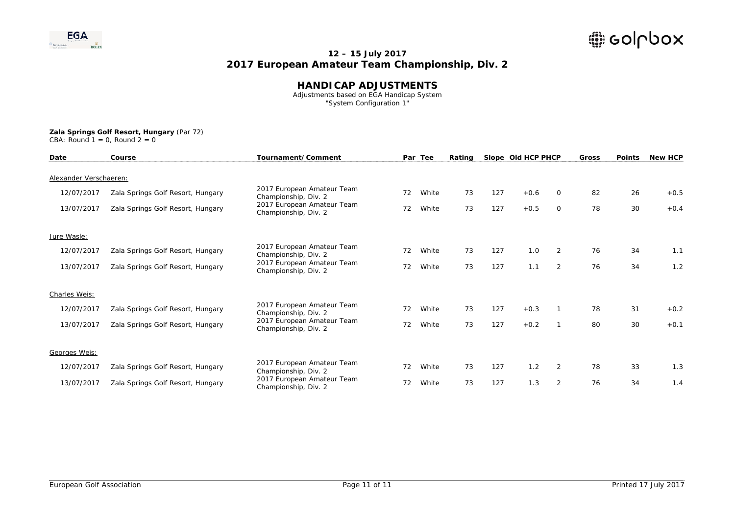**12 – 15 July 2017**
**2017 European Amateur Team Championship, Div. 2**

## HANDICAP ADJUSTMENTS

Adjustments based on EGA Handicap System
"System Configuration 1"

**Zala Springs Golf Resort, Hungary** (Par 72)
CBA: Round 1 = 0, Round 2 = 0

| Date | Course | Tournament/Comment | Par | Tee | Rating | Slope | Old HCP | PHCP | Gross | Points | New HCP |
|---|---|---|---|---|---|---|---|---|---|---|---|
| Alexander Verschaeren: | | | | | | | | | | | |
| 12/07/2017 | Zala Springs Golf Resort, Hungary | 2017 European Amateur Team Championship, Div. 2 | 72 | White | 73 | 127 | +0.6 | 0 | 82 | 26 | +0.5 |
| 13/07/2017 | Zala Springs Golf Resort, Hungary | 2017 European Amateur Team Championship, Div. 2 | 72 | White | 73 | 127 | +0.5 | 0 | 78 | 30 | +0.4 |
| Jure Wasle: | | | | | | | | | | | |
| 12/07/2017 | Zala Springs Golf Resort, Hungary | 2017 European Amateur Team Championship, Div. 2 | 72 | White | 73 | 127 | 1.0 | 2 | 76 | 34 | 1.1 |
| 13/07/2017 | Zala Springs Golf Resort, Hungary | 2017 European Amateur Team Championship, Div. 2 | 72 | White | 73 | 127 | 1.1 | 2 | 76 | 34 | 1.2 |
| Charles Weis: | | | | | | | | | | | |
| 12/07/2017 | Zala Springs Golf Resort, Hungary | 2017 European Amateur Team Championship, Div. 2 | 72 | White | 73 | 127 | +0.3 | 1 | 78 | 31 | +0.2 |
| 13/07/2017 | Zala Springs Golf Resort, Hungary | 2017 European Amateur Team Championship, Div. 2 | 72 | White | 73 | 127 | +0.2 | 1 | 80 | 30 | +0.1 |
| Georges Weis: | | | | | | | | | | | |
| 12/07/2017 | Zala Springs Golf Resort, Hungary | 2017 European Amateur Team Championship, Div. 2 | 72 | White | 73 | 127 | 1.2 | 2 | 78 | 33 | 1.3 |
| 13/07/2017 | Zala Springs Golf Resort, Hungary | 2017 European Amateur Team Championship, Div. 2 | 72 | White | 73 | 127 | 1.3 | 2 | 76 | 34 | 1.4 |